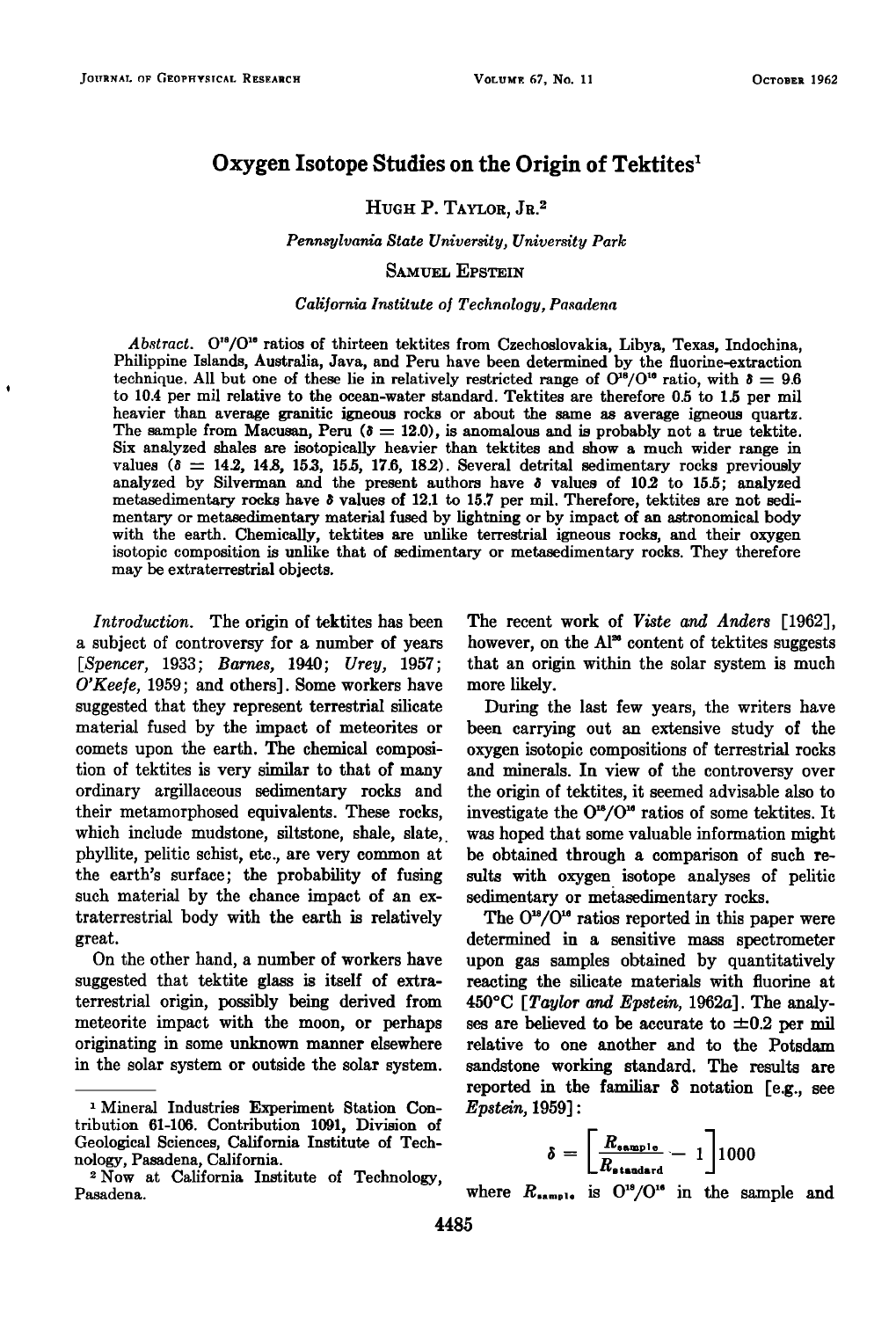# Oxygen Isotope Studies on the Origin of Tektites[1]

HUGH P. TAYLOR, JR.[2]

*Pennsylvania State University, University Park*

SAMUEL EPSTEIN

*California Institute of Technology, Pasadena*

*Abstract.* $O^{18}/O^{16}$ ratios of thirteen tektites from Czechoslovakia, Libya, Texas, Indochina, Philippine Islands, Australia, Java, and Peru have been determined by the fluorine-extraction technique. All but one of these lie in relatively restricted range of $O^{18}/O^{16}$ ratio, with $\delta = 9.6$ to 10.4 per mil relative to the ocean-water standard. Tektites are therefore 0.5 to 1.5 per mil heavier than average granitic igneous rocks or about the same as average igneous quartz. The sample from Macusan, Peru ($\delta = 12.0$), is anomalous and is probably not a true tektite. Six analyzed shales are isotopically heavier than tektites and show a much wider range in values ($\delta = 14.2$, 14.8, 15.3, 15.5, 17.6, 18.2). Several detrital sedimentary rocks previously analyzed by Silverman and the present authors have $\delta$ values of 10.2 to 15.5; analyzed metasedimentary rocks have $\delta$ values of 12.1 to 15.7 per mil. Therefore, tektites are not sedimentary or metasedimentary material fused by lightning or by impact of an astronomical body with the earth. Chemically, tektites are unlike terrestrial igneous rocks, and their oxygen isotopic composition is unlike that of sedimentary or metasedimentary rocks. They therefore may be extraterrestrial objects.

*Introduction.* The origin of tektites has been a subject of controversy for a number of years [*Spencer*, 1933; *Barnes*, 1940; *Urey*, 1957; *O'Keefe*, 1959; and others]. Some workers have suggested that they represent terrestrial silicate material fused by the impact of meteorites or comets upon the earth. The chemical composition of tektites is very similar to that of many ordinary argillaceous sedimentary rocks and their metamorphosed equivalents. These rocks, which include mudstone, siltstone, shale, slate, phyllite, pelitic schist, etc., are very common at the earth's surface; the probability of fusing such material by the chance impact of an extraterrestrial body with the earth is relatively great.

On the other hand, a number of workers have suggested that tektite glass is itself of extraterrestrial origin, possibly being derived from meteorite impact with the moon, or perhaps originating in some unknown manner elsewhere in the solar system or outside the solar system. The recent work of *Viste and Anders* [1962], however, on the $Al^{26}$ content of tektites suggests that an origin within the solar system is much more likely.

During the last few years, the writers have been carrying out an extensive study of the oxygen isotopic compositions of terrestrial rocks and minerals. In view of the controversy over the origin of tektites, it seemed advisable also to investigate the $O^{18}/O^{16}$ ratios of some tektites. It was hoped that some valuable information might be obtained through a comparison of such results with oxygen isotope analyses of pelitic sedimentary or metasedimentary rocks.

The $O^{18}/O^{16}$ ratios reported in this paper were determined in a sensitive mass spectrometer upon gas samples obtained by quantitatively reacting the silicate materials with fluorine at 450°C [*Taylor and Epstein*, 1962a]. The analyses are believed to be accurate to ±0.2 per mil relative to one another and to the Potsdam sandstone working standard. The results are reported in the familiar $\delta$ notation [e.g., see *Epstein*, 1959]:

$$\delta = \left[\frac{R_{sample}}{R_{standard}} - 1\right]1000$$

where $R_{sample}$ is $O^{18}/O^{16}$ in the sample and

---

[1] Mineral Industries Experiment Station Contribution 61-106. Contribution 1091, Division of Geological Sciences, California Institute of Technology, Pasadena, California.

[2] Now at California Institute of Technology, Pasadena.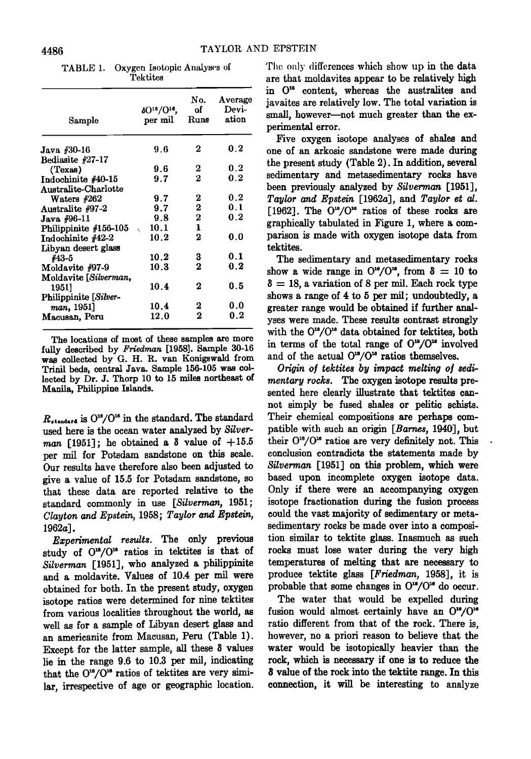TABLE 1. Oxygen Isotopic Analyses of Tektites

| Sample | $\delta O^{18}/O^{16}$, per mil | No. of Runs | Average Deviation |
|---|---|---|---|
| Java #30-16 | 9.6 | 2 | 0.2 |
| Bediasite #27-17 (Texas) | 9.6 | 2 | 0.2 |
| Indochinite #40-15 | 9.7 | 2 | 0.2 |
| Australite-Charlotte Waters #262 | 9.7 | 2 | 0.2 |
| Australite #97-2 | 9.7 | 2 | 0.1 |
| Java #96-11 | 9.8 | 2 | 0.2 |
| Philippinite #156-105 | 10.1 | 1 | |
| Indochinite #42-2 | 10.2 | 2 | 0.0 |
| Libyan desert glass #43-5 | 10.2 | 3 | 0.1 |
| Moldavite #97-9 | 10.3 | 2 | 0.2 |
| Moldavite [*Silverman*, 1951] | 10.4 | 2 | 0.5 |
| Philippinite [*Silverman*, 1951] | 10.4 | 2 | 0.0 |
| Macusan, Peru | 12.0 | 2 | 0.2 |

The locations of most of these samples are more fully described by *Friedman* [1958]. Sample 30-16 was collected by G. H. R. van Konigswald from Trinil beds, central Java. Sample 156-105 was collected by Dr. J. Thorp 10 to 15 miles northeast of Manila, Philippine Islands.

$R_{standard}$ is $O^{18}/O^{16}$ in the standard. The standard used here is the ocean water analyzed by *Silverman* [1951]; he obtained a $\delta$ value of +15.5 per mil for Potsdam sandstone on this scale. Our results have therefore also been adjusted to give a value of 15.5 for Potsdam sandstone, so that these data are reported relative to the standard commonly in use [*Silverman*, 1951; *Clayton and Epstein*, 1958; *Taylor and Epstein*, 1962a].

*Experimental results.* The only previous study of $O^{18}/O^{16}$ ratios in tektites is that of *Silverman* [1951], who analyzed a philippinite and a moldavite. Values of 10.4 per mil were obtained for both. In the present study, oxygen isotope ratios were determined for nine tektites from various localities throughout the world, as well as for a sample of Libyan desert glass and an americanite from Macusan, Peru (Table 1). Except for the latter sample, all these $\delta$ values lie in the range 9.6 to 10.3 per mil, indicating that the $O^{18}/O^{16}$ ratios of tektites are very similar, irrespective of age or geographic location. The only differences which show up in the data are that moldavites appear to be relatively high in $O^{18}$ content, whereas the australites and javaites are relatively low. The total variation is small, however—not much greater than the experimental error.

Five oxygen isotope analyses of shales and one of an arkosic sandstone were made during the present study (Table 2). In addition, several sedimentary and metasedimentary rocks have been previously analyzed by *Silverman* [1951], *Taylor and Epstein* [1962a], and *Taylor et al.* [1962]. The $O^{18}/O^{16}$ ratios of these rocks are graphically tabulated in Figure 1, where a comparison is made with oxygen isotope data from tektites.

The sedimentary and metasedimentary rocks show a wide range in $O^{18}/O^{16}$, from $\delta = 10$ to $\delta = 18$, a variation of 8 per mil. Each rock type shows a range of 4 to 5 per mil; undoubtedly, a greater range would be obtained if further analyses were made. These results contrast strongly with the $O^{18}/O^{16}$ data obtained for tektites, both in terms of the total range of $O^{18}/O^{16}$ involved and of the actual $O^{18}/O^{16}$ ratios themselves.

*Origin of tektites by impact melting of sedimentary rocks.* The oxygen isotope results presented here clearly illustrate that tektites cannot simply be fused shales or pelitic schists. Their chemical compositions are perhaps compatible with such an origin [*Barnes*, 1940], but their $O^{18}/O^{16}$ ratios are very definitely not. This conclusion contradicts the statements made by *Silverman* [1951] on this problem, which were based upon incomplete oxygen isotope data. Only if there were an accompanying oxygen isotope fractionation during the fusion process could the vast majority of sedimentary or metasedimentary rocks be made over into a composition similar to tektite glass. Inasmuch as such rocks must lose water during the very high temperatures of melting that are necessary to produce tektite glass [*Friedman*, 1958], it is probable that some changes in $O^{18}/O^{16}$ do occur.

The water that would be expelled during fusion would almost certainly have an $O^{18}/O^{16}$ ratio different from that of the rock. There is, however, no a priori reason to believe that the water would be isotopically heavier than the rock, which is necessary if one is to reduce the $\delta$ value of the rock into the tektite range. In this connection, it will be interesting to analyze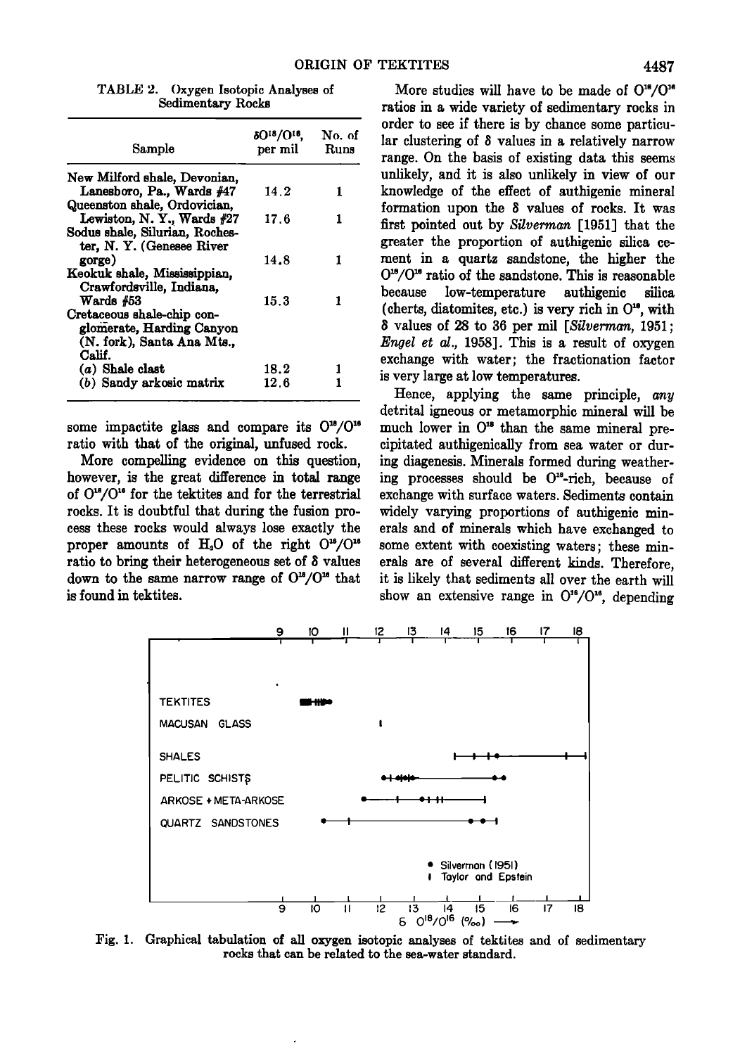TABLE 2. Oxygen Isotopic Analyses of Sedimentary Rocks

| Sample | $\delta O^{18}/O^{16}$, per mil | No. of Runs |
|---|---|---|
| New Milford shale, Devonian, Lanesboro, Pa., Wards #47 | 14.2 | 1 |
| Queenston shale, Ordovician, Lewiston, N. Y., Wards #27 | 17.6 | 1 |
| Sodus shale, Silurian, Rochester, N. Y. (Genesee River gorge) | 14.8 | 1 |
| Keokuk shale, Mississippian, Crawfordsville, Indiana, Wards #53 | 15.3 | 1 |
| Cretaceous shale-chip conglomerate, Harding Canyon (N. fork), Santa Ana Mts., Calif. | | |
| (a) Shale clast | 18.2 | 1 |
| (b) Sandy arkosic matrix | 12.6 | 1 |

some impactite glass and compare its $O^{18}/O^{16}$ ratio with that of the original, unfused rock.

More compelling evidence on this question, however, is the great difference in total range of $O^{18}/O^{16}$ for the tektites and for the terrestrial rocks. It is doubtful that during the fusion process these rocks would always lose exactly the proper amounts of $H_2O$ of the right $O^{18}/O^{16}$ ratio to bring their heterogeneous set of $\delta$ values down to the same narrow range of $O^{18}/O^{16}$ that is found in tektites.

More studies will have to be made of $O^{18}/O^{16}$ ratios in a wide variety of sedimentary rocks in order to see if there is by chance some particular clustering of $\delta$ values in a relatively narrow range. On the basis of existing data this seems unlikely, and it is also unlikely in view of our knowledge of the effect of authigenic mineral formation upon the $\delta$ values of rocks. It was first pointed out by *Silverman* [1951] that the greater the proportion of authigenic silica cement in a quartz sandstone, the higher the $O^{18}/O^{16}$ ratio of the sandstone. This is reasonable because low-temperature authigenic silica (cherts, diatomites, etc.) is very rich in $O^{18}$, with $\delta$ values of 28 to 36 per mil [*Silverman*, 1951; *Engel et al.*, 1958]. This is a result of oxygen exchange with water; the fractionation factor is very large at low temperatures.

Hence, applying the same principle, *any* detrital igneous or metamorphic mineral will be much lower in $O^{18}$ than the same mineral precipitated authigenically from sea water or during diagenesis. Minerals formed during weathering processes should be $O^{18}$-rich, because of exchange with surface waters. Sediments contain widely varying proportions of authigenic minerals and of minerals which have exchanged to some extent with coexisting waters; these minerals are of several different kinds. Therefore, it is likely that sediments all over the earth will show an extensive range in $O^{18}/O^{16}$, depending

Fig. 1. Graphical tabulation of all oxygen isotopic analyses of tektites and of sedimentary rocks that can be related to the sea-water standard.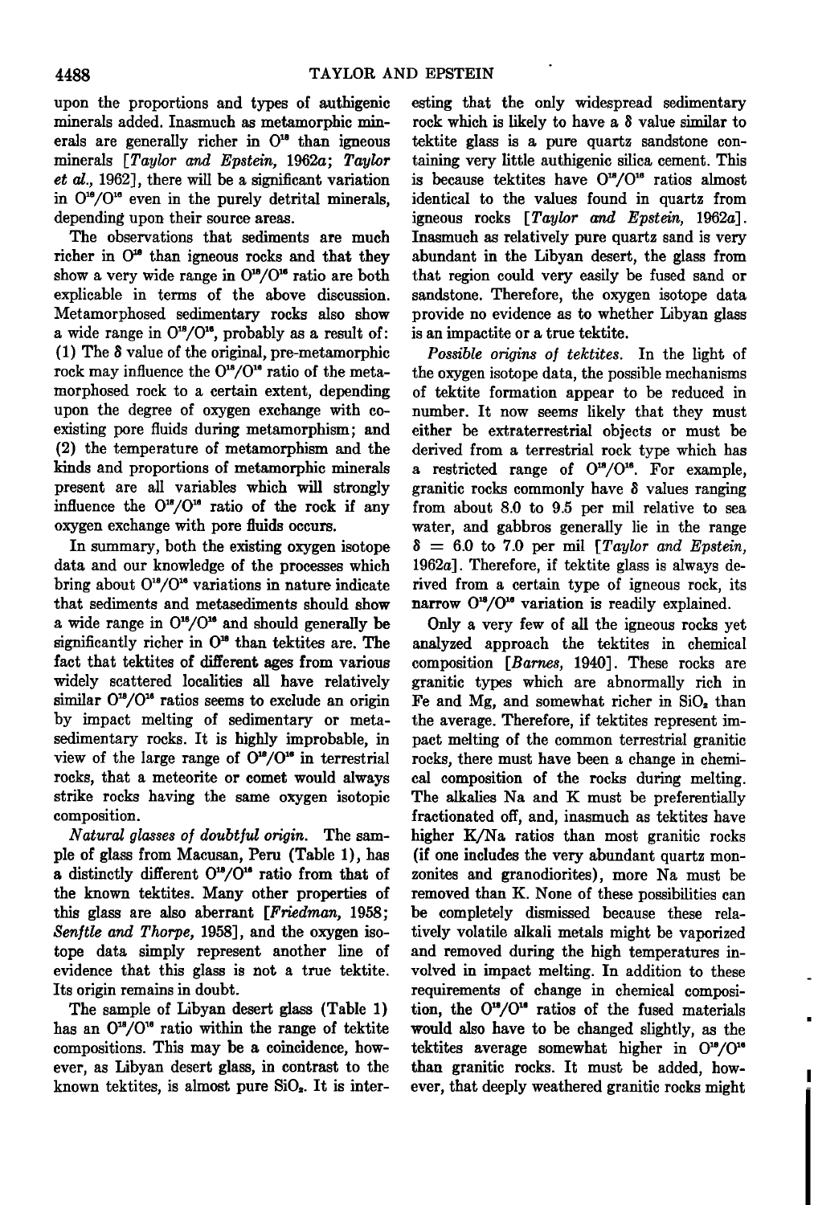upon the proportions and types of authigenic minerals added. Inasmuch as metamorphic minerals are generally richer in $O^{18}$ than igneous minerals [*Taylor and Epstein*, 1962*a*; *Taylor et al.*, 1962], there will be a significant variation in $O^{18}/O^{16}$ even in the purely detrital minerals, depending upon their source areas.

The observations that sediments are much richer in $O^{18}$ than igneous rocks and that they show a very wide range in $O^{18}/O^{16}$ ratio are both explicable in terms of the above discussion. Metamorphosed sedimentary rocks also show a wide range in $O^{18}/O^{16}$, probably as a result of: (1) The $\delta$ value of the original, pre-metamorphic rock may influence the $O^{18}/O^{16}$ ratio of the metamorphosed rock to a certain extent, depending upon the degree of oxygen exchange with coexisting pore fluids during metamorphism; and (2) the temperature of metamorphism and the kinds and proportions of metamorphic minerals present are all variables which will strongly influence the $O^{18}/O^{16}$ ratio of the rock if any oxygen exchange with pore fluids occurs.

In summary, both the existing oxygen isotope data and our knowledge of the processes which bring about $O^{18}/O^{16}$ variations in nature indicate that sediments and metasediments should show a wide range in $O^{18}/O^{16}$ and should generally be significantly richer in $O^{18}$ than tektites are. The fact that tektites of different ages from various widely scattered localities all have relatively similar $O^{18}/O^{16}$ ratios seems to exclude an origin by impact melting of sedimentary or metasedimentary rocks. It is highly improbable, in view of the large range of $O^{18}/O^{16}$ in terrestrial rocks, that a meteorite or comet would always strike rocks having the same oxygen isotopic composition.

*Natural glasses of doubtful origin.* The sample of glass from Macusan, Peru (Table 1), has a distinctly different $O^{18}/O^{16}$ ratio from that of the known tektites. Many other properties of this glass are also aberrant [*Friedman*, 1958; *Senftle and Thorpe*, 1958], and the oxygen isotope data simply represent another line of evidence that this glass is not a true tektite. Its origin remains in doubt.

The sample of Libyan desert glass (Table 1) has an $O^{18}/O^{16}$ ratio within the range of tektite compositions. This may be a coincidence, however, as Libyan desert glass, in contrast to the known tektites, is almost pure $SiO_2$. It is interesting that the only widespread sedimentary rock which is likely to have a $\delta$ value similar to tektite glass is a pure quartz sandstone containing very little authigenic silica cement. This is because tektites have $O^{18}/O^{16}$ ratios almost identical to the values found in quartz from igneous rocks [*Taylor and Epstein*, 1962*a*]. Inasmuch as relatively pure quartz sand is very abundant in the Libyan desert, the glass from that region could very easily be fused sand or sandstone. Therefore, the oxygen isotope data provide no evidence as to whether Libyan glass is an impactite or a true tektite.

*Possible origins of tektites.* In the light of the oxygen isotope data, the possible mechanisms of tektite formation appear to be reduced in number. It now seems likely that they must either be extraterrestrial objects or must be derived from a terrestrial rock type which has a restricted range of $O^{18}/O^{16}$. For example, granitic rocks commonly have $\delta$ values ranging from about 8.0 to 9.5 per mil relative to sea water, and gabbros generally lie in the range $\delta = 6.0$ to 7.0 per mil [*Taylor and Epstein*, 1962*a*]. Therefore, if tektite glass is always derived from a certain type of igneous rock, its narrow $O^{18}/O^{16}$ variation is readily explained.

Only a very few of all the igneous rocks yet analyzed approach the tektites in chemical composition [*Barnes*, 1940]. These rocks are granitic types which are abnormally rich in Fe and Mg, and somewhat richer in $SiO_2$ than the average. Therefore, if tektites represent impact melting of the common terrestrial granitic rocks, there must have been a change in chemical composition of the rocks during melting. The alkalies Na and K must be preferentially fractionated off, and, inasmuch as tektites have higher K/Na ratios than most granitic rocks (if one includes the very abundant quartz monzonites and granodiorites), more Na must be removed than K. None of these possibilities can be completely dismissed because these relatively volatile alkali metals might be vaporized and removed during the high temperatures involved in impact melting. In addition to these requirements of change in chemical composition, the $O^{18}/O^{16}$ ratios of the fused materials would also have to be changed slightly, as the tektites average somewhat higher in $O^{18}/O^{16}$ than granitic rocks. It must be added, however, that deeply weathered granitic rocks might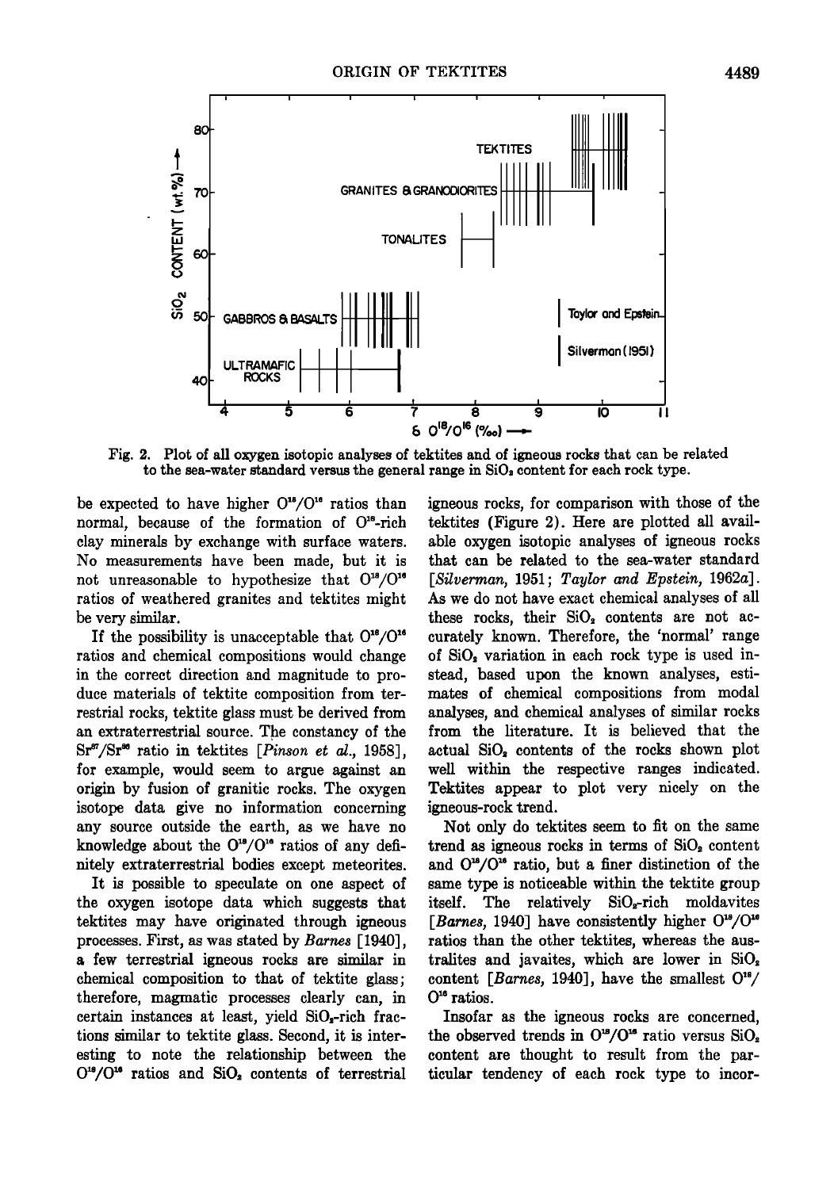Fig. 2. Plot of all oxygen isotopic analyses of tektites and of igneous rocks that can be related to the sea-water standard versus the general range in $SiO_2$ content for each rock type.

be expected to have higher $O^{18}/O^{16}$ ratios than normal, because of the formation of $O^{18}$-rich clay minerals by exchange with surface waters. No measurements have been made, but it is not unreasonable to hypothesize that $O^{18}/O^{16}$ ratios of weathered granites and tektites might be very similar.

If the possibility is unacceptable that $O^{18}/O^{16}$ ratios and chemical compositions would change in the correct direction and magnitude to produce materials of tektite composition from terrestrial rocks, tektite glass must be derived from an extraterrestrial source. The constancy of the $Sr^{87}/Sr^{86}$ ratio in tektites [*Pinson et al.*, 1958], for example, would seem to argue against an origin by fusion of granitic rocks. The oxygen isotope data give no information concerning any source outside the earth, as we have no knowledge about the $O^{18}/O^{16}$ ratios of any definitely extraterrestrial bodies except meteorites.

It is possible to speculate on one aspect of the oxygen isotope data which suggests that tektites may have originated through igneous processes. First, as was stated by *Barnes* [1940], a few terrestrial igneous rocks are similar in chemical composition to that of tektite glass; therefore, magmatic processes clearly can, in certain instances at least, yield $SiO_2$-rich fractions similar to tektite glass. Second, it is interesting to note the relationship between the $O^{18}/O^{16}$ ratios and $SiO_2$ contents of terrestrial igneous rocks, for comparison with those of the tektites (Figure 2). Here are plotted all available oxygen isotopic analyses of igneous rocks that can be related to the sea-water standard [*Silverman*, 1951; *Taylor and Epstein*, 1962*a*]. As we do not have exact chemical analyses of all these rocks, their $SiO_2$ contents are not accurately known. Therefore, the 'normal' range of $SiO_2$ variation in each rock type is used instead, based upon the known analyses, estimates of chemical compositions from modal analyses, and chemical analyses of similar rocks from the literature. It is believed that the actual $SiO_2$ contents of the rocks shown plot well within the respective ranges indicated. Tektites appear to plot very nicely on the igneous-rock trend.

Not only do tektites seem to fit on the same trend as igneous rocks in terms of $SiO_2$ content and $O^{18}/O^{16}$ ratio, but a finer distinction of the same type is noticeable within the tektite group itself. The relatively $SiO_2$-rich moldavites [*Barnes*, 1940] have consistently higher $O^{18}/O^{16}$ ratios than the other tektites, whereas the australites and javaites, which are lower in $SiO_2$ content [*Barnes*, 1940], have the smallest $O^{18}/O^{16}$ ratios.

Insofar as the igneous rocks are concerned, the observed trends in $O^{18}/O^{16}$ ratio versus $SiO_2$ content are thought to result from the particular tendency of each rock type to incor-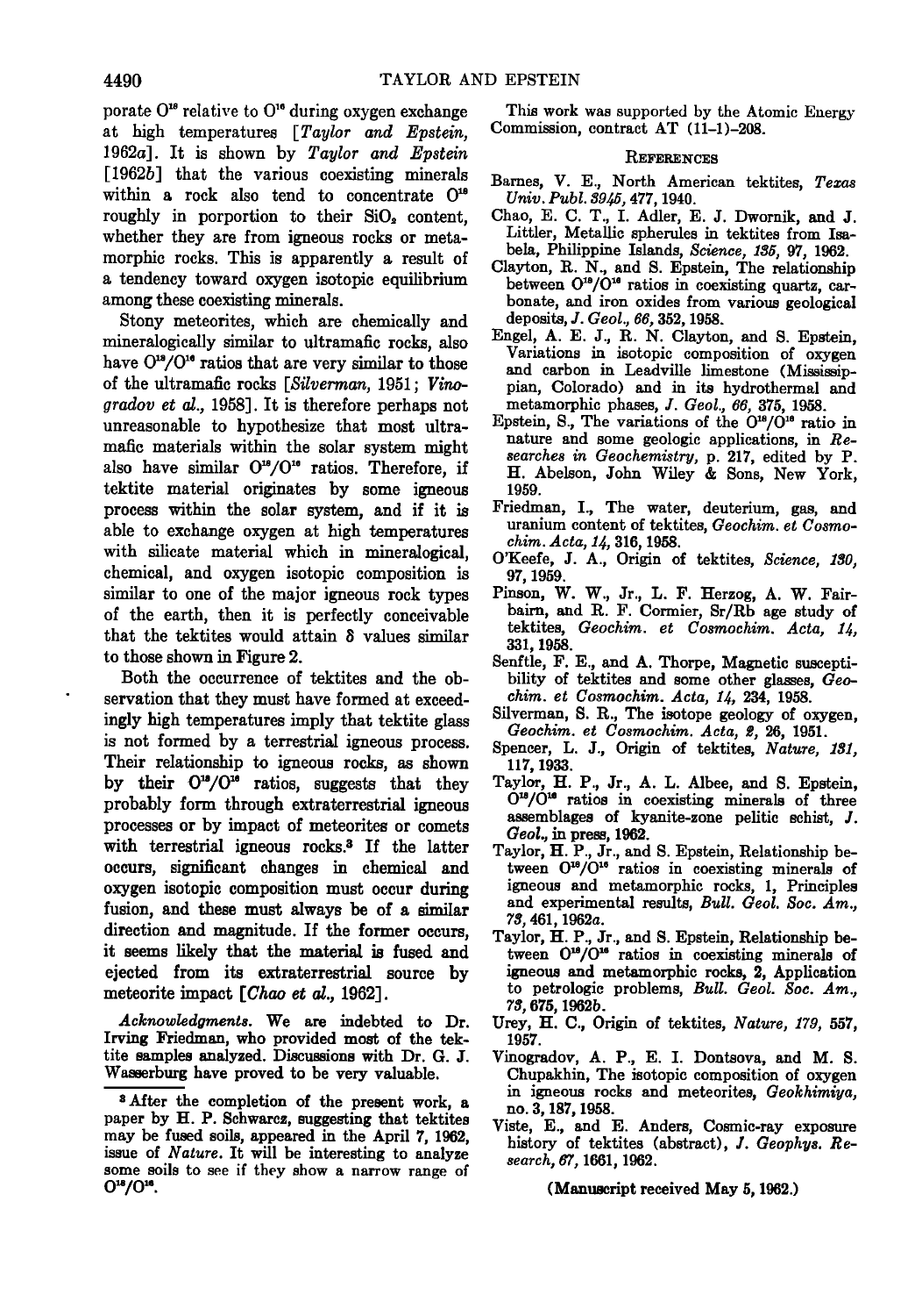porate $O^{18}$ relative to $O^{16}$ during oxygen exchange at high temperatures [*Taylor and Epstein*, 1962*a*]. It is shown by *Taylor and Epstein* [1962*b*] that the various coexisting minerals within a rock also tend to concentrate $O^{18}$ roughly in porportion to their $SiO_2$ content, whether they are from igneous rocks or metamorphic rocks. This is apparently a result of a tendency toward oxygen isotopic equilibrium among these coexisting minerals.

Stony meteorites, which are chemically and mineralogically similar to ultramafic rocks, also have $O^{18}/O^{16}$ ratios that are very similar to those of the ultramafic rocks [*Silverman*, 1951; *Vinogradov et al.*, 1958]. It is therefore perhaps not unreasonable to hypothesize that most ultramafic materials within the solar system might also have similar $O^{18}/O^{16}$ ratios. Therefore, if tektite material originates by some igneous process within the solar system, and if it is able to exchange oxygen at high temperatures with silicate material which in mineralogical, chemical, and oxygen isotopic composition is similar to one of the major igneous rock types of the earth, then it is perfectly conceivable that the tektites would attain $\delta$ values similar to those shown in Figure 2.

Both the occurrence of tektites and the observation that they must have formed at exceedingly high temperatures imply that tektite glass is not formed by a terrestrial igneous process. Their relationship to igneous rocks, as shown by their $O^{18}/O^{16}$ ratios, suggests that they probably form through extraterrestrial igneous processes or by impact of meteorites or comets with terrestrial igneous rocks.[3] If the latter occurs, significant changes in chemical and oxygen isotopic composition must occur during fusion, and these must always be of a similar direction and magnitude. If the former occurs, it seems likely that the material is fused and ejected from its extraterrestrial source by meteorite impact [*Chao et al.*, 1962].

*Acknowledgments.* We are indebted to Dr. Irving Friedman, who provided most of the tektite samples analyzed. Discussions with Dr. G. J. Wasserburg have proved to be very valuable.

[3] After the completion of the present work, a paper by H. P. Schwarcz, suggesting that tektites may be fused soils, appeared in the April 7, 1962, issue of *Nature*. It will be interesting to analyze some soils to see if they show a narrow range of $O^{18}/O^{16}$.

This work was supported by the Atomic Energy Commission, contract AT (11-1)-208.

## References

Barnes, V. E., North American tektites, *Texas Univ. Publ. 3945*, 477, 1940.

Chao, E. C. T., I. Adler, E. J. Dwornik, and J. Littler, Metallic spherules in tektites from Isabela, Philippine Islands, *Science, 135*, 97, 1962.

Clayton, R. N., and S. Epstein, The relationship between $O^{18}/O^{16}$ ratios in coexisting quartz, carbonate, and iron oxides from various geological deposits, *J. Geol., 66*, 352, 1958.

Engel, A. E. J., R. N. Clayton, and S. Epstein, Variations in isotopic composition of oxygen and carbon in Leadville limestone (Mississippian, Colorado) and in its hydrothermal and metamorphic phases, *J. Geol., 66*, 375, 1958.

Epstein, S., The variations of the $O^{18}/O^{16}$ ratio in nature and some geologic applications, in *Researches in Geochemistry*, p. 217, edited by P. H. Abelson, John Wiley & Sons, New York, 1959.

Friedman, I., The water, deuterium, gas, and uranium content of tektites, *Geochim. et Cosmochim. Acta, 14*, 316, 1958.

O'Keefe, J. A., Origin of tektites, *Science, 130*, 97, 1959.

Pinson, W. W., Jr., L. F. Herzog, A. W. Fairbairn, and R. F. Cormier, Sr/Rb age study of tektites, *Geochim. et Cosmochim. Acta, 14*, 331, 1958.

Senftle, F. E., and A. Thorpe, Magnetic susceptibility of tektites and some other glasses, *Geochim. et Cosmochim. Acta, 14*, 234, 1958.

Silverman, S. R., The isotope geology of oxygen, *Geochim. et Cosmochim. Acta, 2*, 26, 1951.

Spencer, L. J., Origin of tektites, *Nature, 131*, 117, 1933.

Taylor, H. P., Jr., A. L. Albee, and S. Epstein, $O^{18}/O^{16}$ ratios in coexisting minerals of three assemblages of kyanite-zone pelitic schist, *J. Geol.*, in press, 1962.

Taylor, H. P., Jr., and S. Epstein, Relationship between $O^{18}/O^{16}$ ratios in coexisting minerals of igneous and metamorphic rocks, 1, Principles and experimental results, *Bull. Geol. Soc. Am., 73*, 461, 1962*a*.

Taylor, H. P., Jr., and S. Epstein, Relationship between $O^{18}/O^{16}$ ratios in coexisting minerals of igneous and metamorphic rocks, 2, Application to petrologic problems, *Bull. Geol. Soc. Am., 73*, 675, 1962*b*.

Urey, H. C., Origin of tektites, *Nature, 179*, 557, 1957.

Vinogradov, A. P., E. I. Dontsova, and M. S. Chupakhin, The isotopic composition of oxygen in igneous rocks and meteorites, *Geokhimiya*, no. 3, 187, 1958.

Viste, E., and E. Anders, Cosmic-ray exposure history of tektites (abstract), *J. Geophys. Research, 67*, 1661, 1962.

**(Manuscript received May 5, 1962.)**